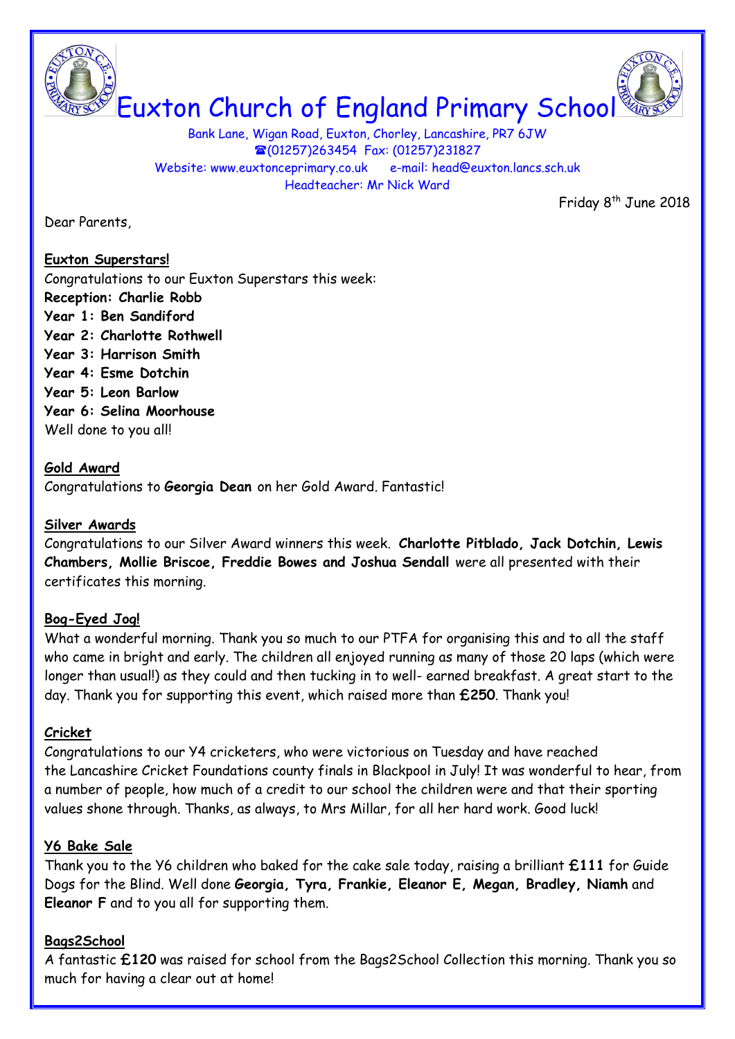# Euxton Church of England Primary School

Bank Lane, Wigan Road, Euxton, Chorley, Lancashire, PR7 6JW
☎(01257)263454 Fax: (01257)231827
Website: www.euxtonceprimary.co.uk e-mail: head@euxton.lancs.sch.uk
Headteacher: Mr Nick Ward

Friday 8th June 2018

Dear Parents,

**Euxton Superstars!**

Congratulations to our Euxton Superstars this week:

**Reception: Charlie Robb**
**Year 1: Ben Sandiford**
**Year 2: Charlotte Rothwell**
**Year 3: Harrison Smith**
**Year 4: Esme Dotchin**
**Year 5: Leon Barlow**
**Year 6: Selina Moorhouse**

Well done to you all!

**Gold Award**

Congratulations to **Georgia Dean** on her Gold Award. Fantastic!

**Silver Awards**

Congratulations to our Silver Award winners this week. **Charlotte Pitblado, Jack Dotchin, Lewis Chambers, Mollie Briscoe, Freddie Bowes and Joshua Sendall** were all presented with their certificates this morning.

**Bog-Eyed Jog!**

What a wonderful morning. Thank you so much to our PTFA for organising this and to all the staff who came in bright and early. The children all enjoyed running as many of those 20 laps (which were longer than usual!) as they could and then tucking in to well- earned breakfast. A great start to the day. Thank you for supporting this event, which raised more than **£250**. Thank you!

**Cricket**

Congratulations to our Y4 cricketers, who were victorious on Tuesday and have reached the Lancashire Cricket Foundations county finals in Blackpool in July! It was wonderful to hear, from a number of people, how much of a credit to our school the children were and that their sporting values shone through. Thanks, as always, to Mrs Millar, for all her hard work. Good luck!

**Y6 Bake Sale**

Thank you to the Y6 children who baked for the cake sale today, raising a brilliant **£111** for Guide Dogs for the Blind. Well done **Georgia, Tyra, Frankie, Eleanor E, Megan, Bradley, Niamh** and **Eleanor F** and to you all for supporting them.

**Bags2School**

A fantastic **£120** was raised for school from the Bags2School Collection this morning. Thank you so much for having a clear out at home!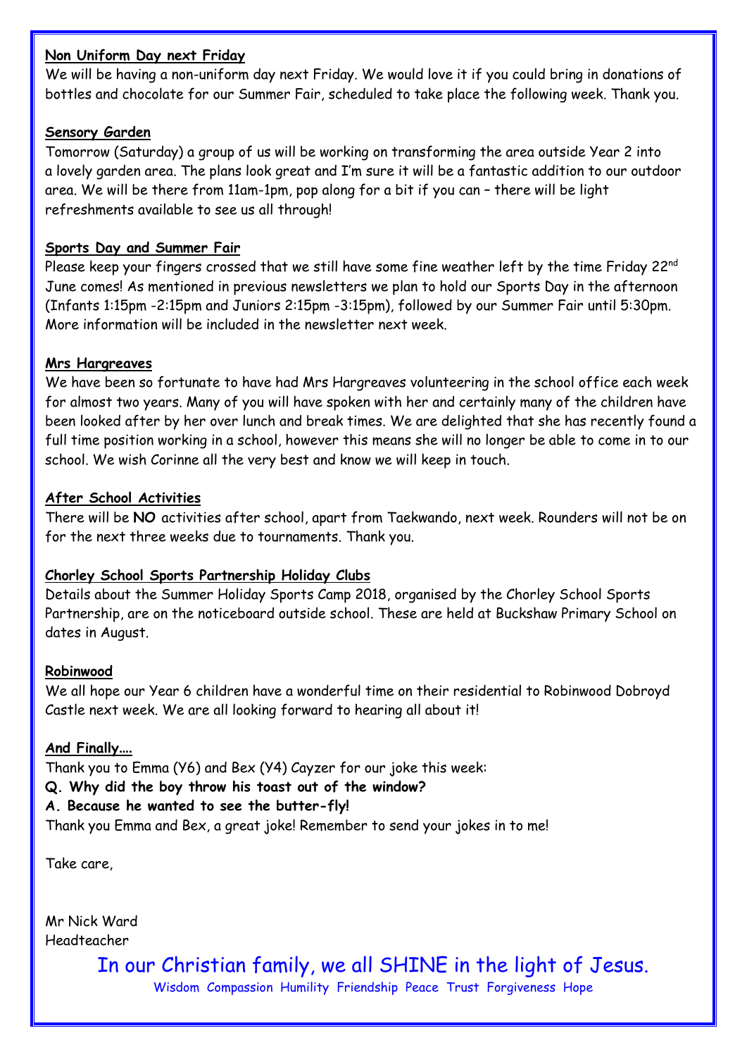**Non Uniform Day next Friday**

We will be having a non-uniform day next Friday. We would love it if you could bring in donations of bottles and chocolate for our Summer Fair, scheduled to take place the following week. Thank you.

**Sensory Garden**

Tomorrow (Saturday) a group of us will be working on transforming the area outside Year 2 into a lovely garden area. The plans look great and I'm sure it will be a fantastic addition to our outdoor area. We will be there from 11am-1pm, pop along for a bit if you can – there will be light refreshments available to see us all through!

**Sports Day and Summer Fair**

Please keep your fingers crossed that we still have some fine weather left by the time Friday 22nd June comes! As mentioned in previous newsletters we plan to hold our Sports Day in the afternoon (Infants 1:15pm -2:15pm and Juniors 2:15pm -3:15pm), followed by our Summer Fair until 5:30pm. More information will be included in the newsletter next week.

**Mrs Hargreaves**

We have been so fortunate to have had Mrs Hargreaves volunteering in the school office each week for almost two years. Many of you will have spoken with her and certainly many of the children have been looked after by her over lunch and break times. We are delighted that she has recently found a full time position working in a school, however this means she will no longer be able to come in to our school. We wish Corinne all the very best and know we will keep in touch.

**After School Activities**

There will be **NO** activities after school, apart from Taekwando, next week. Rounders will not be on for the next three weeks due to tournaments. Thank you.

**Chorley School Sports Partnership Holiday Clubs**

Details about the Summer Holiday Sports Camp 2018, organised by the Chorley School Sports Partnership, are on the noticeboard outside school. These are held at Buckshaw Primary School on dates in August.

**Robinwood**

We all hope our Year 6 children have a wonderful time on their residential to Robinwood Dobroyd Castle next week. We are all looking forward to hearing all about it!

**And Finally….**

Thank you to Emma (Y6) and Bex (Y4) Cayzer for our joke this week:

**Q. Why did the boy throw his toast out of the window?**

**A. Because he wanted to see the butter-fly!**

Thank you Emma and Bex, a great joke! Remember to send your jokes in to me!

Take care,

Mr Nick Ward
Headteacher

In our Christian family, we all SHINE in the light of Jesus.

Wisdom Compassion Humility Friendship Peace Trust Forgiveness Hope